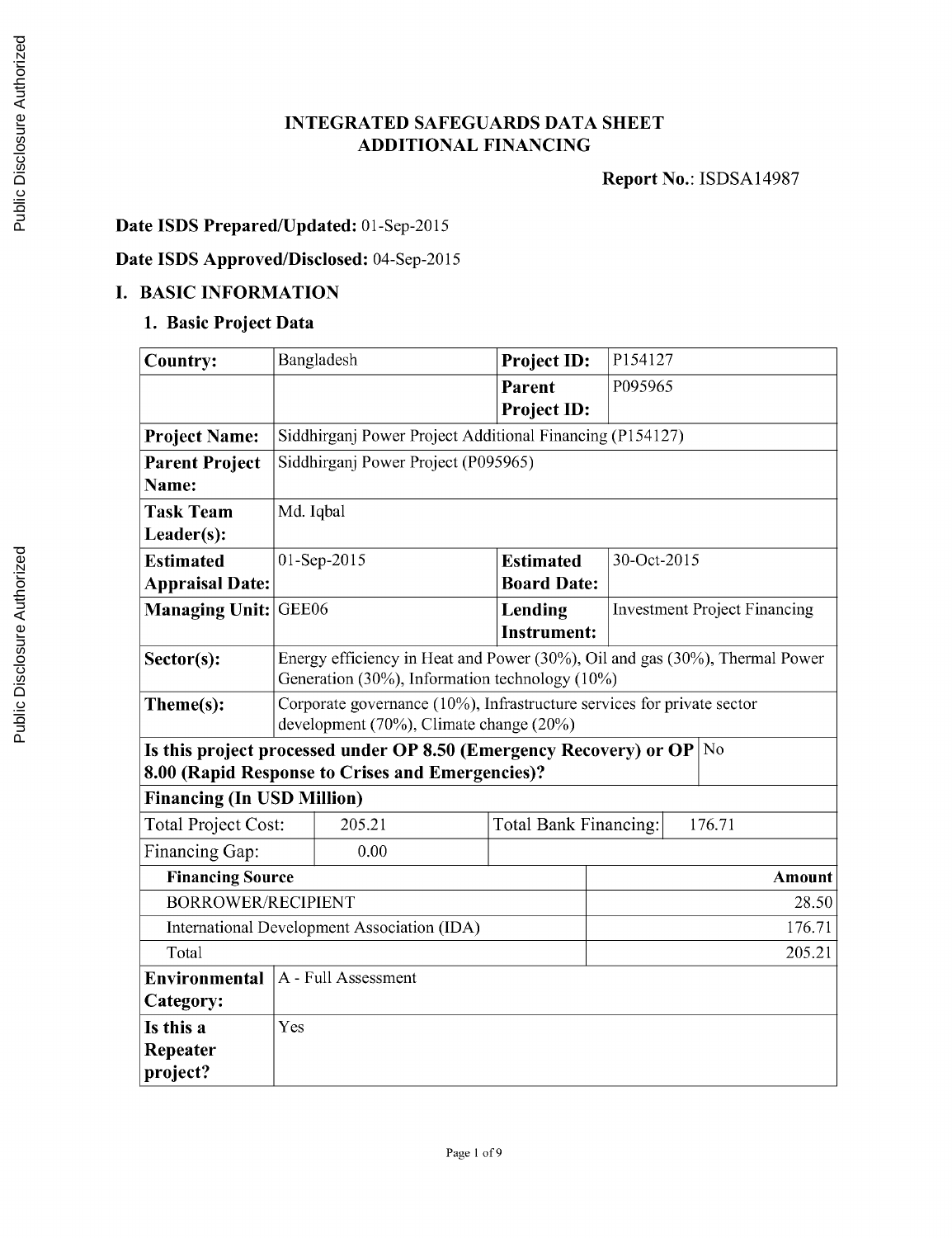# INTEGRATED SAFEGUARDS DATA SHEET
# ADDITIONAL FINANCING

**Report No.**: ISDSA14987

**Date ISDS Prepared/Updated:** 01-Sep-2015

**Date ISDS Approved/Disclosed:** 04-Sep-2015

## I. BASIC INFORMATION

### 1. Basic Project Data

| | | | |
|---|---|---|---|
| **Country:** | Bangladesh | **Project ID:** | P154127 |
| | | **Parent Project ID:** | P095965 |
| **Project Name:** | Siddhirganj Power Project Additional Financing (P154127) | | |
| **Parent Project Name:** | Siddhirganj Power Project (P095965) | | |
| **Task Team Leader(s):** | Md. Iqbal | | |
| **Estimated Appraisal Date:** | 01-Sep-2015 | **Estimated Board Date:** | 30-Oct-2015 |
| **Managing Unit:** | GEE06 | **Lending Instrument:** | Investment Project Financing |
| **Sector(s):** | Energy efficiency in Heat and Power (30%), Oil and gas (30%), Thermal Power Generation (30%), Information technology (10%) | | |
| **Theme(s):** | Corporate governance (10%), Infrastructure services for private sector development (70%), Climate change (20%) | | |
| **Is this project processed under OP 8.50 (Emergency Recovery) or OP 8.00 (Rapid Response to Crises and Emergencies)?** | No | | |

| | | | |
|---|---|---|---|
| **Financing (In USD Million)** | | | |
| Total Project Cost: | 205.21 | Total Bank Financing: | 176.71 |
| Financing Gap: | 0.00 | | |

| **Financing Source** | **Amount** |
|---|---:|
| BORROWER/RECIPIENT | 28.50 |
| International Development Association (IDA) | 176.71 |
| Total | 205.21 |

| | |
|---|---|
| **Environmental Category:** | A - Full Assessment |
| **Is this a Repeater project?** | Yes |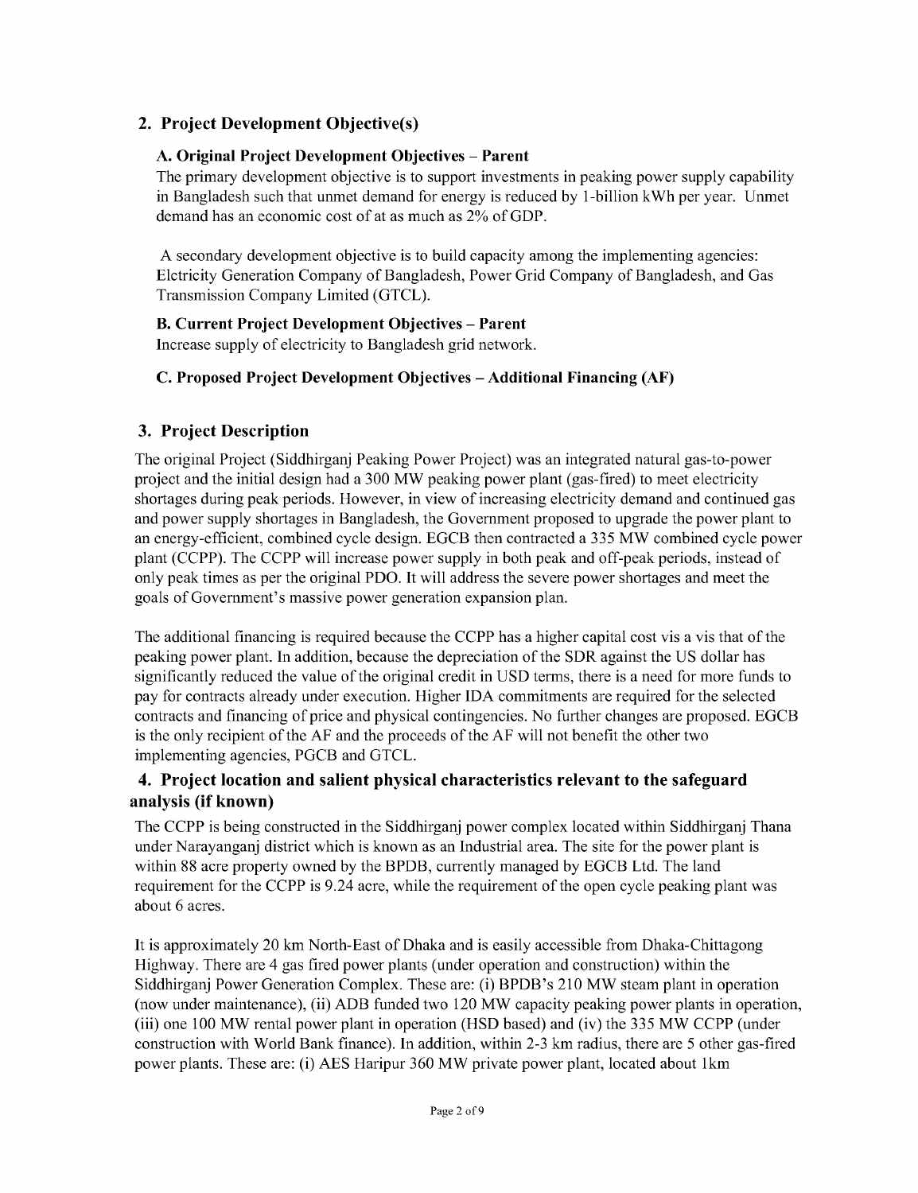## 2. Project Development Objective(s)

### A. Original Project Development Objectives – Parent

The primary development objective is to support investments in peaking power supply capability in Bangladesh such that unmet demand for energy is reduced by 1-billion kWh per year. Unmet demand has an economic cost of at as much as 2% of GDP.

A secondary development objective is to build capacity among the implementing agencies: Elctricity Generation Company of Bangladesh, Power Grid Company of Bangladesh, and Gas Transmission Company Limited (GTCL).

### B. Current Project Development Objectives – Parent

Increase supply of electricity to Bangladesh grid network.

### C. Proposed Project Development Objectives – Additional Financing (AF)

## 3. Project Description

The original Project (Siddhirganj Peaking Power Project) was an integrated natural gas-to-power project and the initial design had a 300 MW peaking power plant (gas-fired) to meet electricity shortages during peak periods. However, in view of increasing electricity demand and continued gas and power supply shortages in Bangladesh, the Government proposed to upgrade the power plant to an energy-efficient, combined cycle design. EGCB then contracted a 335 MW combined cycle power plant (CCPP). The CCPP will increase power supply in both peak and off-peak periods, instead of only peak times as per the original PDO. It will address the severe power shortages and meet the goals of Government's massive power generation expansion plan.

The additional financing is required because the CCPP has a higher capital cost vis a vis that of the peaking power plant. In addition, because the depreciation of the SDR against the US dollar has significantly reduced the value of the original credit in USD terms, there is a need for more funds to pay for contracts already under execution. Higher IDA commitments are required for the selected contracts and financing of price and physical contingencies. No further changes are proposed. EGCB is the only recipient of the AF and the proceeds of the AF will not benefit the other two implementing agencies, PGCB and GTCL.

## 4. Project location and salient physical characteristics relevant to the safeguard analysis (if known)

The CCPP is being constructed in the Siddhirganj power complex located within Siddhirganj Thana under Narayanganj district which is known as an Industrial area. The site for the power plant is within 88 acre property owned by the BPDB, currently managed by EGCB Ltd. The land requirement for the CCPP is 9.24 acre, while the requirement of the open cycle peaking plant was about 6 acres.

It is approximately 20 km North-East of Dhaka and is easily accessible from Dhaka-Chittagong Highway. There are 4 gas fired power plants (under operation and construction) within the Siddhirganj Power Generation Complex. These are: (i) BPDB's 210 MW steam plant in operation (now under maintenance), (ii) ADB funded two 120 MW capacity peaking power plants in operation, (iii) one 100 MW rental power plant in operation (HSD based) and (iv) the 335 MW CCPP (under construction with World Bank finance). In addition, within 2-3 km radius, there are 5 other gas-fired power plants. These are: (i) AES Haripur 360 MW private power plant, located about 1km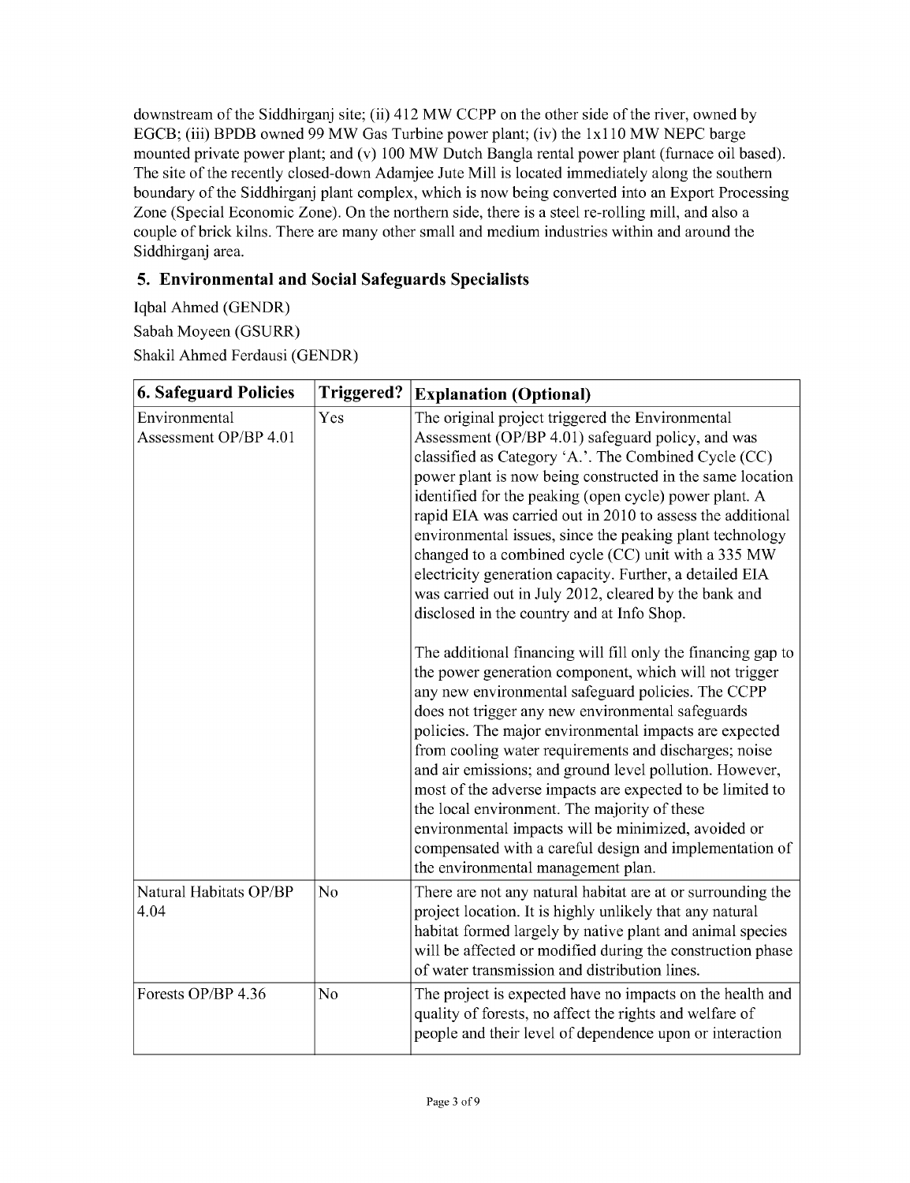downstream of the Siddhirganj site; (ii) 412 MW CCPP on the other side of the river, owned by EGCB; (iii) BPDB owned 99 MW Gas Turbine power plant; (iv) the 1x110 MW NEPC barge mounted private power plant; and (v) 100 MW Dutch Bangla rental power plant (furnace oil based). The site of the recently closed-down Adamjee Jute Mill is located immediately along the southern boundary of the Siddhirganj plant complex, which is now being converted into an Export Processing Zone (Special Economic Zone). On the northern side, there is a steel re-rolling mill, and also a couple of brick kilns. There are many other small and medium industries within and around the Siddhirganj area.

## 5. Environmental and Social Safeguards Specialists

Iqbal Ahmed (GENDR)

Sabah Moyeen (GSURR)

Shakil Ahmed Ferdausi (GENDR)

| 6. Safeguard Policies | Triggered? | Explanation (Optional) |
|---|---|---|
| Environmental Assessment OP/BP 4.01 | Yes | The original project triggered the Environmental Assessment (OP/BP 4.01) safeguard policy, and was classified as Category 'A.'. The Combined Cycle (CC) power plant is now being constructed in the same location identified for the peaking (open cycle) power plant. A rapid EIA was carried out in 2010 to assess the additional environmental issues, since the peaking plant technology changed to a combined cycle (CC) unit with a 335 MW electricity generation capacity. Further, a detailed EIA was carried out in July 2012, cleared by the bank and disclosed in the country and at Info Shop.<br><br>The additional financing will fill only the financing gap to the power generation component, which will not trigger any new environmental safeguard policies. The CCPP does not trigger any new environmental safeguards policies. The major environmental impacts are expected from cooling water requirements and discharges; noise and air emissions; and ground level pollution. However, most of the adverse impacts are expected to be limited to the local environment. The majority of these environmental impacts will be minimized, avoided or compensated with a careful design and implementation of the environmental management plan. |
| Natural Habitats OP/BP 4.04 | No | There are not any natural habitat are at or surrounding the project location. It is highly unlikely that any natural habitat formed largely by native plant and animal species will be affected or modified during the construction phase of water transmission and distribution lines. |
| Forests OP/BP 4.36 | No | The project is expected have no impacts on the health and quality of forests, no affect the rights and welfare of people and their level of dependence upon or interaction |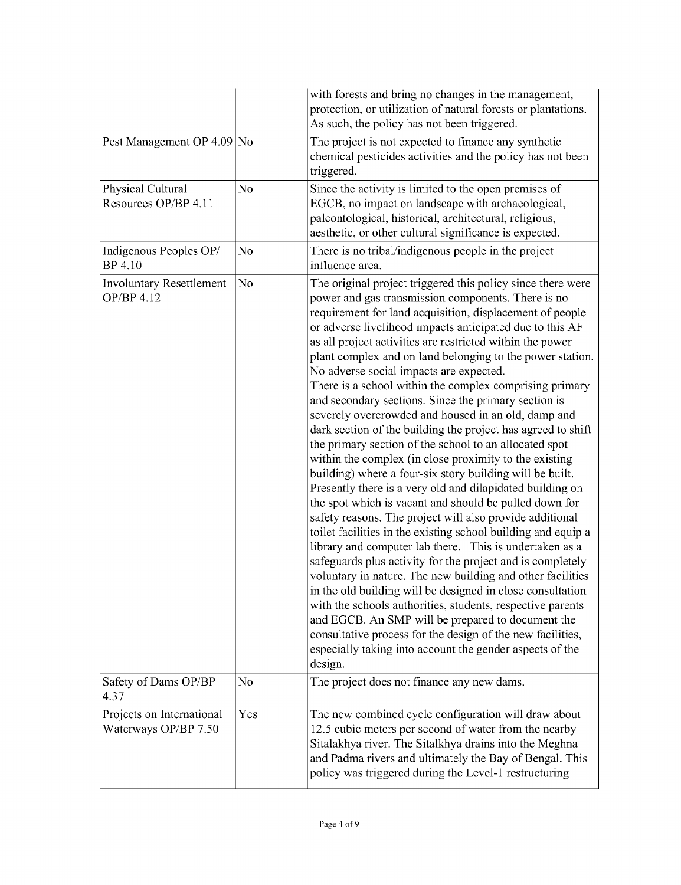| | | |
|---|---|---|
| | | with forests and bring no changes in the management, protection, or utilization of natural forests or plantations. As such, the policy has not been triggered. |
| Pest Management OP 4.09 | No | The project is not expected to finance any synthetic chemical pesticides activities and the policy has not been triggered. |
| Physical Cultural Resources OP/BP 4.11 | No | Since the activity is limited to the open premises of EGCB, no impact on landscape with archaeological, paleontological, historical, architectural, religious, aesthetic, or other cultural significance is expected. |
| Indigenous Peoples OP/ BP 4.10 | No | There is no tribal/indigenous people in the project influence area. |
| Involuntary Resettlement OP/BP 4.12 | No | The original project triggered this policy since there were power and gas transmission components. There is no requirement for land acquisition, displacement of people or adverse livelihood impacts anticipated due to this AF as all project activities are restricted within the power plant complex and on land belonging to the power station. No adverse social impacts are expected.<br>There is a school within the complex comprising primary and secondary sections. Since the primary section is severely overcrowded and housed in an old, damp and dark section of the building the project has agreed to shift the primary section of the school to an allocated spot within the complex (in close proximity to the existing building) where a four-six story building will be built. Presently there is a very old and dilapidated building on the spot which is vacant and should be pulled down for safety reasons. The project will also provide additional toilet facilities in the existing school building and equip a library and computer lab there. This is undertaken as a safeguards plus activity for the project and is completely voluntary in nature. The new building and other facilities in the old building will be designed in close consultation with the schools authorities, students, respective parents and EGCB. An SMP will be prepared to document the consultative process for the design of the new facilities, especially taking into account the gender aspects of the design. |
| Safety of Dams OP/BP 4.37 | No | The project does not finance any new dams. |
| Projects on International Waterways OP/BP 7.50 | Yes | The new combined cycle configuration will draw about 12.5 cubic meters per second of water from the nearby Sitalakhya river. The Sitalkhya drains into the Meghna and Padma rivers and ultimately the Bay of Bengal. This policy was triggered during the Level-1 restructuring |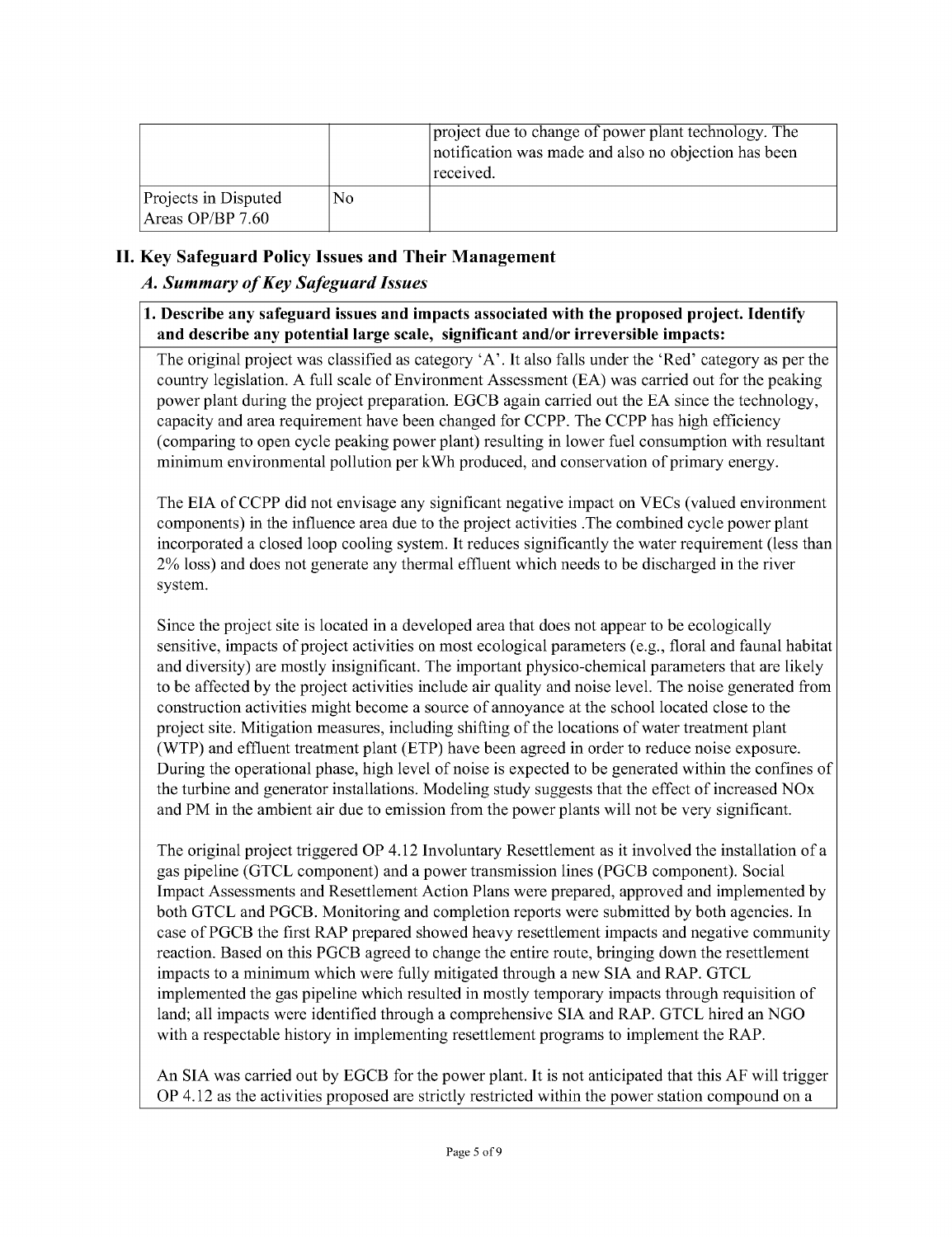| | | |
|---|---|---|
| | | project due to change of power plant technology. The notification was made and also no objection has been received. |
| Projects in Disputed Areas OP/BP 7.60 | No | |

## II. Key Safeguard Policy Issues and Their Management

### *A. Summary of Key Safeguard Issues*

**1. Describe any safeguard issues and impacts associated with the proposed project. Identify and describe any potential large scale, significant and/or irreversible impacts:**

The original project was classified as category 'A'. It also falls under the 'Red' category as per the country legislation. A full scale of Environment Assessment (EA) was carried out for the peaking power plant during the project preparation. EGCB again carried out the EA since the technology, capacity and area requirement have been changed for CCPP. The CCPP has high efficiency (comparing to open cycle peaking power plant) resulting in lower fuel consumption with resultant minimum environmental pollution per kWh produced, and conservation of primary energy.

The EIA of CCPP did not envisage any significant negative impact on VECs (valued environment components) in the influence area due to the project activities .The combined cycle power plant incorporated a closed loop cooling system. It reduces significantly the water requirement (less than 2% loss) and does not generate any thermal effluent which needs to be discharged in the river system.

Since the project site is located in a developed area that does not appear to be ecologically sensitive, impacts of project activities on most ecological parameters (e.g., floral and faunal habitat and diversity) are mostly insignificant. The important physico-chemical parameters that are likely to be affected by the project activities include air quality and noise level. The noise generated from construction activities might become a source of annoyance at the school located close to the project site. Mitigation measures, including shifting of the locations of water treatment plant (WTP) and effluent treatment plant (ETP) have been agreed in order to reduce noise exposure. During the operational phase, high level of noise is expected to be generated within the confines of the turbine and generator installations. Modeling study suggests that the effect of increased NOx and PM in the ambient air due to emission from the power plants will not be very significant.

The original project triggered OP 4.12 Involuntary Resettlement as it involved the installation of a gas pipeline (GTCL component) and a power transmission lines (PGCB component). Social Impact Assessments and Resettlement Action Plans were prepared, approved and implemented by both GTCL and PGCB. Monitoring and completion reports were submitted by both agencies. In case of PGCB the first RAP prepared showed heavy resettlement impacts and negative community reaction. Based on this PGCB agreed to change the entire route, bringing down the resettlement impacts to a minimum which were fully mitigated through a new SIA and RAP. GTCL implemented the gas pipeline which resulted in mostly temporary impacts through requisition of land; all impacts were identified through a comprehensive SIA and RAP. GTCL hired an NGO with a respectable history in implementing resettlement programs to implement the RAP.

An SIA was carried out by EGCB for the power plant. It is not anticipated that this AF will trigger OP 4.12 as the activities proposed are strictly restricted within the power station compound on a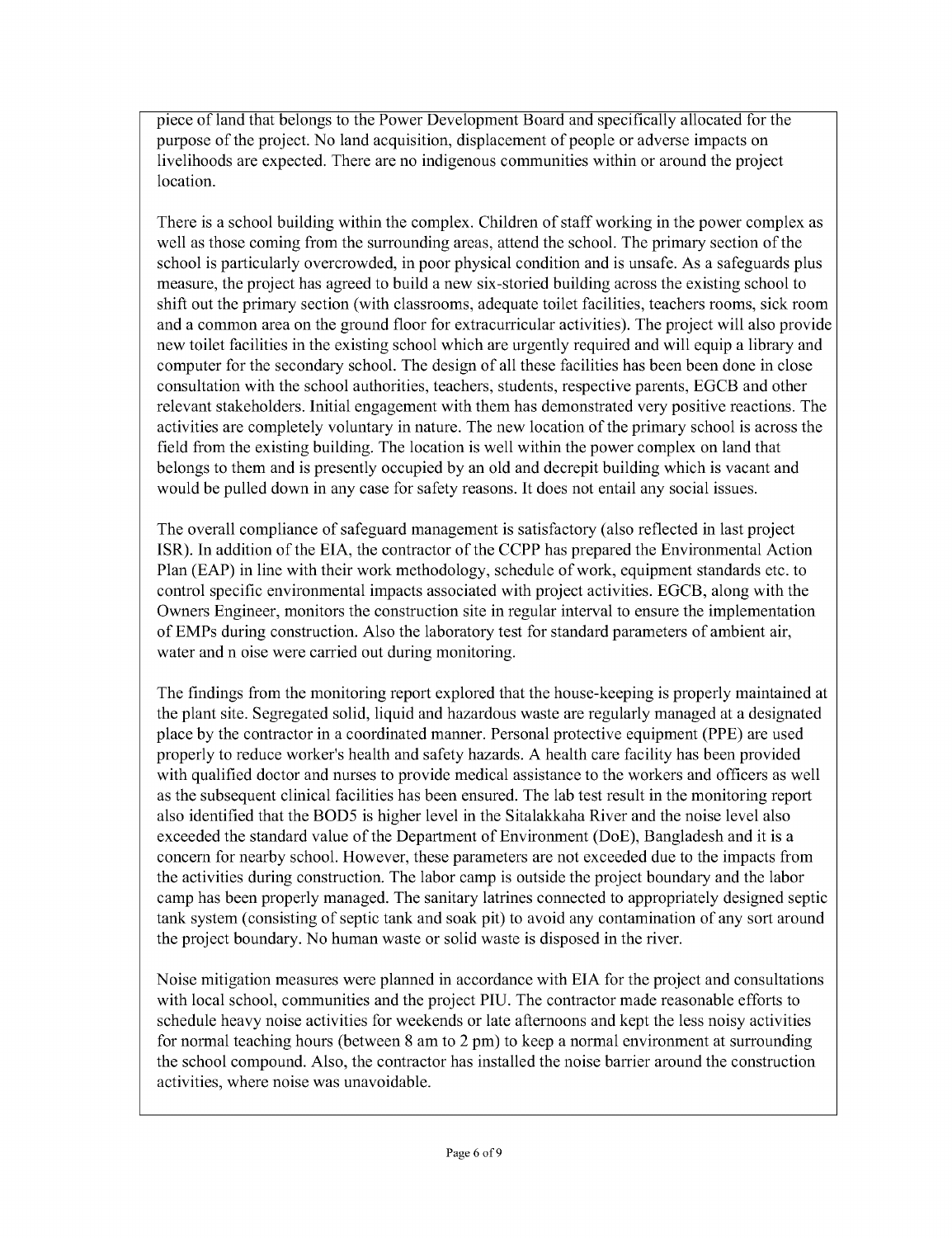piece of land that belongs to the Power Development Board and specifically allocated for the purpose of the project. No land acquisition, displacement of people or adverse impacts on livelihoods are expected. There are no indigenous communities within or around the project location.

There is a school building within the complex. Children of staff working in the power complex as well as those coming from the surrounding areas, attend the school. The primary section of the school is particularly overcrowded, in poor physical condition and is unsafe. As a safeguards plus measure, the project has agreed to build a new six-storied building across the existing school to shift out the primary section (with classrooms, adequate toilet facilities, teachers rooms, sick room and a common area on the ground floor for extracurricular activities). The project will also provide new toilet facilities in the existing school which are urgently required and will equip a library and computer for the secondary school. The design of all these facilities has been been done in close consultation with the school authorities, teachers, students, respective parents, EGCB and other relevant stakeholders. Initial engagement with them has demonstrated very positive reactions. The activities are completely voluntary in nature. The new location of the primary school is across the field from the existing building. The location is well within the power complex on land that belongs to them and is presently occupied by an old and decrepit building which is vacant and would be pulled down in any case for safety reasons. It does not entail any social issues.

The overall compliance of safeguard management is satisfactory (also reflected in last project ISR). In addition of the EIA, the contractor of the CCPP has prepared the Environmental Action Plan (EAP) in line with their work methodology, schedule of work, equipment standards etc. to control specific environmental impacts associated with project activities. EGCB, along with the Owners Engineer, monitors the construction site in regular interval to ensure the implementation of EMPs during construction. Also the laboratory test for standard parameters of ambient air, water and n oise were carried out during monitoring.

The findings from the monitoring report explored that the house-keeping is properly maintained at the plant site. Segregated solid, liquid and hazardous waste are regularly managed at a designated place by the contractor in a coordinated manner. Personal protective equipment (PPE) are used properly to reduce worker's health and safety hazards. A health care facility has been provided with qualified doctor and nurses to provide medical assistance to the workers and officers as well as the subsequent clinical facilities has been ensured. The lab test result in the monitoring report also identified that the BOD5 is higher level in the Sitalakkaha River and the noise level also exceeded the standard value of the Department of Environment (DoE), Bangladesh and it is a concern for nearby school. However, these parameters are not exceeded due to the impacts from the activities during construction. The labor camp is outside the project boundary and the labor camp has been properly managed. The sanitary latrines connected to appropriately designed septic tank system (consisting of septic tank and soak pit) to avoid any contamination of any sort around the project boundary. No human waste or solid waste is disposed in the river.

Noise mitigation measures were planned in accordance with EIA for the project and consultations with local school, communities and the project PIU. The contractor made reasonable efforts to schedule heavy noise activities for weekends or late afternoons and kept the less noisy activities for normal teaching hours (between 8 am to 2 pm) to keep a normal environment at surrounding the school compound. Also, the contractor has installed the noise barrier around the construction activities, where noise was unavoidable.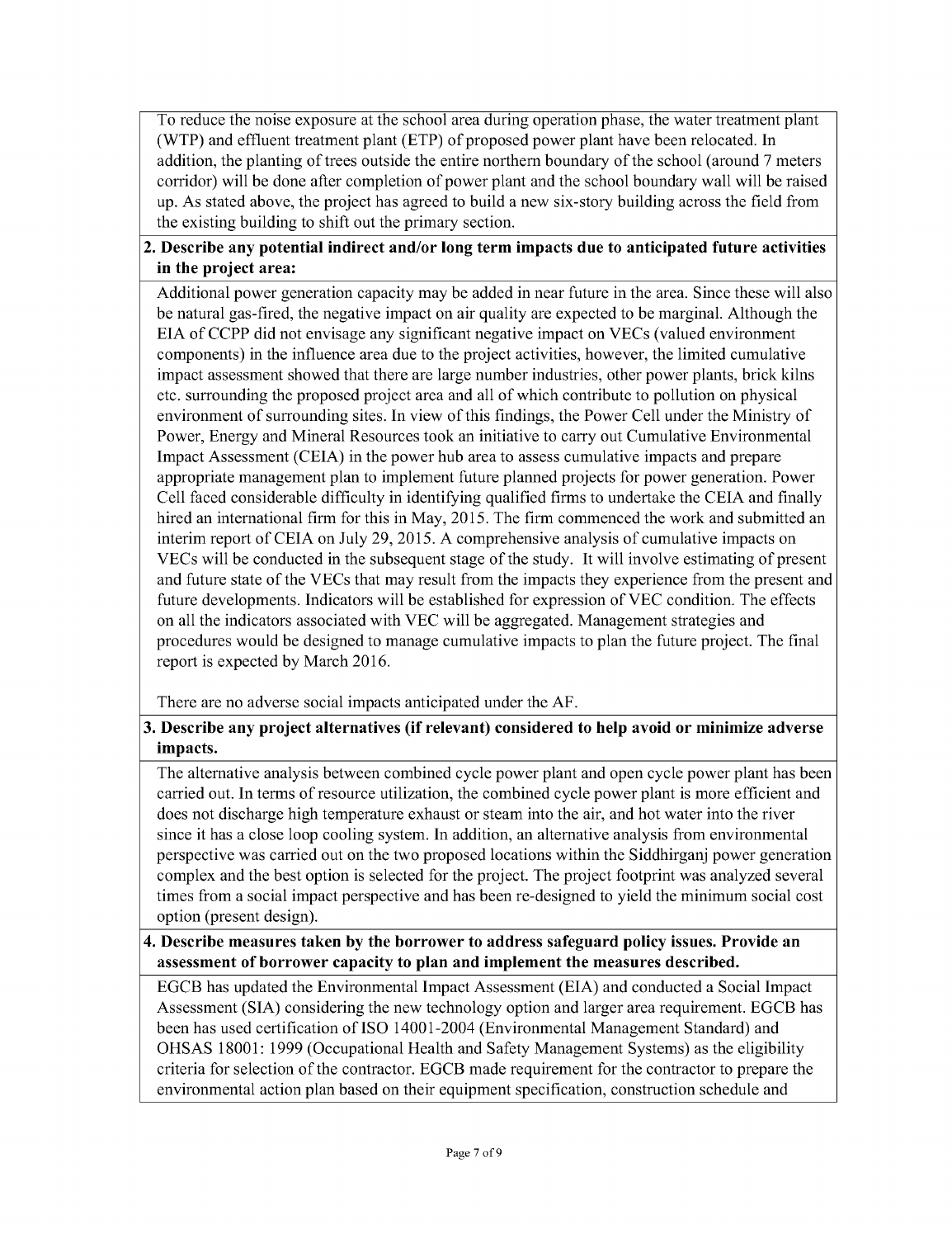To reduce the noise exposure at the school area during operation phase, the water treatment plant (WTP) and effluent treatment plant (ETP) of proposed power plant have been relocated. In addition, the planting of trees outside the entire northern boundary of the school (around 7 meters corridor) will be done after completion of power plant and the school boundary wall will be raised up. As stated above, the project has agreed to build a new six-story building across the field from the existing building to shift out the primary section.

**2. Describe any potential indirect and/or long term impacts due to anticipated future activities in the project area:**

Additional power generation capacity may be added in near future in the area. Since these will also be natural gas-fired, the negative impact on air quality are expected to be marginal. Although the EIA of CCPP did not envisage any significant negative impact on VECs (valued environment components) in the influence area due to the project activities, however, the limited cumulative impact assessment showed that there are large number industries, other power plants, brick kilns etc. surrounding the proposed project area and all of which contribute to pollution on physical environment of surrounding sites. In view of this findings, the Power Cell under the Ministry of Power, Energy and Mineral Resources took an initiative to carry out Cumulative Environmental Impact Assessment (CEIA) in the power hub area to assess cumulative impacts and prepare appropriate management plan to implement future planned projects for power generation. Power Cell faced considerable difficulty in identifying qualified firms to undertake the CEIA and finally hired an international firm for this in May, 2015. The firm commenced the work and submitted an interim report of CEIA on July 29, 2015. A comprehensive analysis of cumulative impacts on VECs will be conducted in the subsequent stage of the study. It will involve estimating of present and future state of the VECs that may result from the impacts they experience from the present and future developments. Indicators will be established for expression of VEC condition. The effects on all the indicators associated with VEC will be aggregated. Management strategies and procedures would be designed to manage cumulative impacts to plan the future project. The final report is expected by March 2016.

There are no adverse social impacts anticipated under the AF.

**3. Describe any project alternatives (if relevant) considered to help avoid or minimize adverse impacts.**

The alternative analysis between combined cycle power plant and open cycle power plant has been carried out. In terms of resource utilization, the combined cycle power plant is more efficient and does not discharge high temperature exhaust or steam into the air, and hot water into the river since it has a close loop cooling system. In addition, an alternative analysis from environmental perspective was carried out on the two proposed locations within the Siddhirganj power generation complex and the best option is selected for the project. The project footprint was analyzed several times from a social impact perspective and has been re-designed to yield the minimum social cost option (present design).

**4. Describe measures taken by the borrower to address safeguard policy issues. Provide an assessment of borrower capacity to plan and implement the measures described.**

EGCB has updated the Environmental Impact Assessment (EIA) and conducted a Social Impact Assessment (SIA) considering the new technology option and larger area requirement. EGCB has been has used certification of ISO 14001-2004 (Environmental Management Standard) and OHSAS 18001: 1999 (Occupational Health and Safety Management Systems) as the eligibility criteria for selection of the contractor. EGCB made requirement for the contractor to prepare the environmental action plan based on their equipment specification, construction schedule and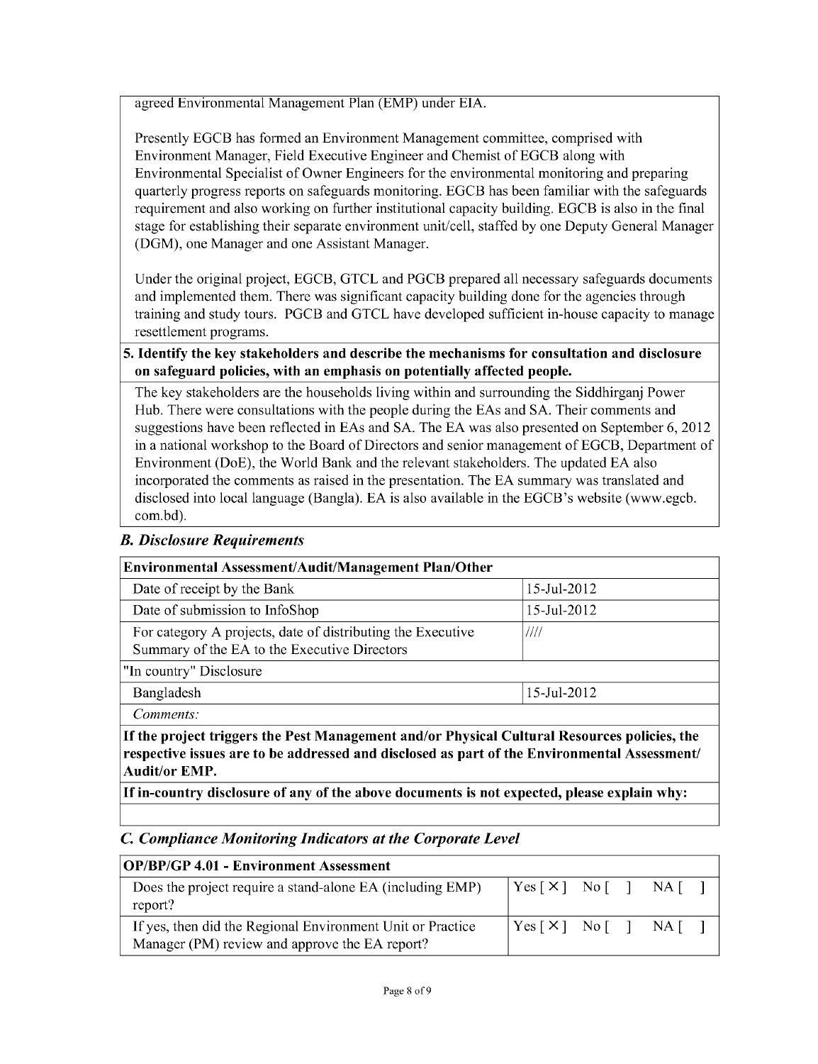agreed Environmental Management Plan (EMP) under EIA.

Presently EGCB has formed an Environment Management committee, comprised with Environment Manager, Field Executive Engineer and Chemist of EGCB along with Environmental Specialist of Owner Engineers for the environmental monitoring and preparing quarterly progress reports on safeguards monitoring. EGCB has been familiar with the safeguards requirement and also working on further institutional capacity building. EGCB is also in the final stage for establishing their separate environment unit/cell, staffed by one Deputy General Manager (DGM), one Manager and one Assistant Manager.

Under the original project, EGCB, GTCL and PGCB prepared all necessary safeguards documents and implemented them. There was significant capacity building done for the agencies through training and study tours. PGCB and GTCL have developed sufficient in-house capacity to manage resettlement programs.

**5. Identify the key stakeholders and describe the mechanisms for consultation and disclosure on safeguard policies, with an emphasis on potentially affected people.**

The key stakeholders are the households living within and surrounding the Siddhirganj Power Hub. There were consultations with the people during the EAs and SA. Their comments and suggestions have been reflected in EAs and SA. The EA was also presented on September 6, 2012 in a national workshop to the Board of Directors and senior management of EGCB, Department of Environment (DoE), the World Bank and the relevant stakeholders. The updated EA also incorporated the comments as raised in the presentation. The EA summary was translated and disclosed into local language (Bangla). EA is also available in the EGCB's website (www.egcb.com.bd).

### *B. Disclosure Requirements*

| **Environmental Assessment/Audit/Management Plan/Other** | |
|---|---|
| Date of receipt by the Bank | 15-Jul-2012 |
| Date of submission to InfoShop | 15-Jul-2012 |
| For category A projects, date of distributing the Executive Summary of the EA to the Executive Directors | //// |
| "In country" Disclosure | |
| Bangladesh | 15-Jul-2012 |
| *Comments:* | |

**If the project triggers the Pest Management and/or Physical Cultural Resources policies, the respective issues are to be addressed and disclosed as part of the Environmental Assessment/ Audit/or EMP.**

**If in-country disclosure of any of the above documents is not expected, please explain why:**

### *C. Compliance Monitoring Indicators at the Corporate Level*

| **OP/BP/GP 4.01 - Environment Assessment** | |
|---|---|
| Does the project require a stand-alone EA (including EMP) report? | Yes [ × ] No [ ] NA [ ] |
| If yes, then did the Regional Environment Unit or Practice Manager (PM) review and approve the EA report? | Yes [ × ] No [ ] NA [ ] |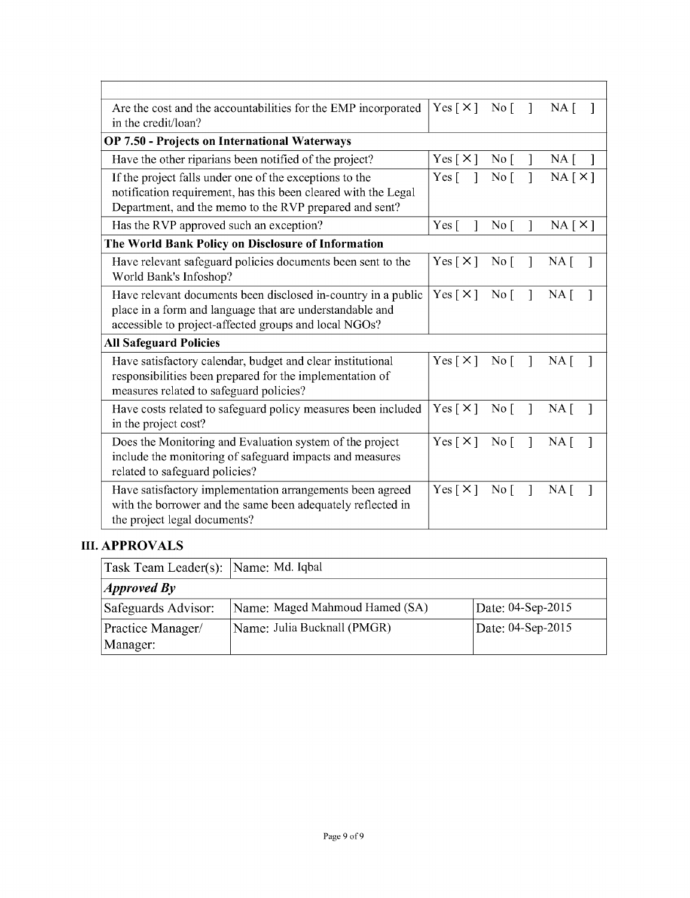| | |
|---|---|
| Are the cost and the accountabilities for the EMP incorporated in the credit/loan? | Yes [ X ]   No [   ]   NA [   ] |
| **OP 7.50 - Projects on International Waterways** | |
| Have the other riparians been notified of the project? | Yes [ X ]   No [   ]   NA [   ] |
| If the project falls under one of the exceptions to the notification requirement, has this been cleared with the Legal Department, and the memo to the RVP prepared and sent? | Yes [   ]   No [   ]   NA [ X ] |
| Has the RVP approved such an exception? | Yes [   ]   No [   ]   NA [ X ] |
| **The World Bank Policy on Disclosure of Information** | |
| Have relevant safeguard policies documents been sent to the World Bank's Infoshop? | Yes [ X ]   No [   ]   NA [   ] |
| Have relevant documents been disclosed in-country in a public place in a form and language that are understandable and accessible to project-affected groups and local NGOs? | Yes [ X ]   No [   ]   NA [   ] |
| **All Safeguard Policies** | |
| Have satisfactory calendar, budget and clear institutional responsibilities been prepared for the implementation of measures related to safeguard policies? | Yes [ X ]   No [   ]   NA [   ] |
| Have costs related to safeguard policy measures been included in the project cost? | Yes [ X ]   No [   ]   NA [   ] |
| Does the Monitoring and Evaluation system of the project include the monitoring of safeguard impacts and measures related to safeguard policies? | Yes [ X ]   No [   ]   NA [   ] |
| Have satisfactory implementation arrangements been agreed with the borrower and the same been adequately reflected in the project legal documents? | Yes [ X ]   No [   ]   NA [   ] |

## III. APPROVALS

| | | |
|---|---|---|
| Task Team Leader(s): | Name: Md. Iqbal | |
| ***Approved By*** | | |
| Safeguards Advisor: | Name: Maged Mahmoud Hamed (SA) | Date: 04-Sep-2015 |
| Practice Manager/ Manager: | Name: Julia Bucknall (PMGR) | Date: 04-Sep-2015 |